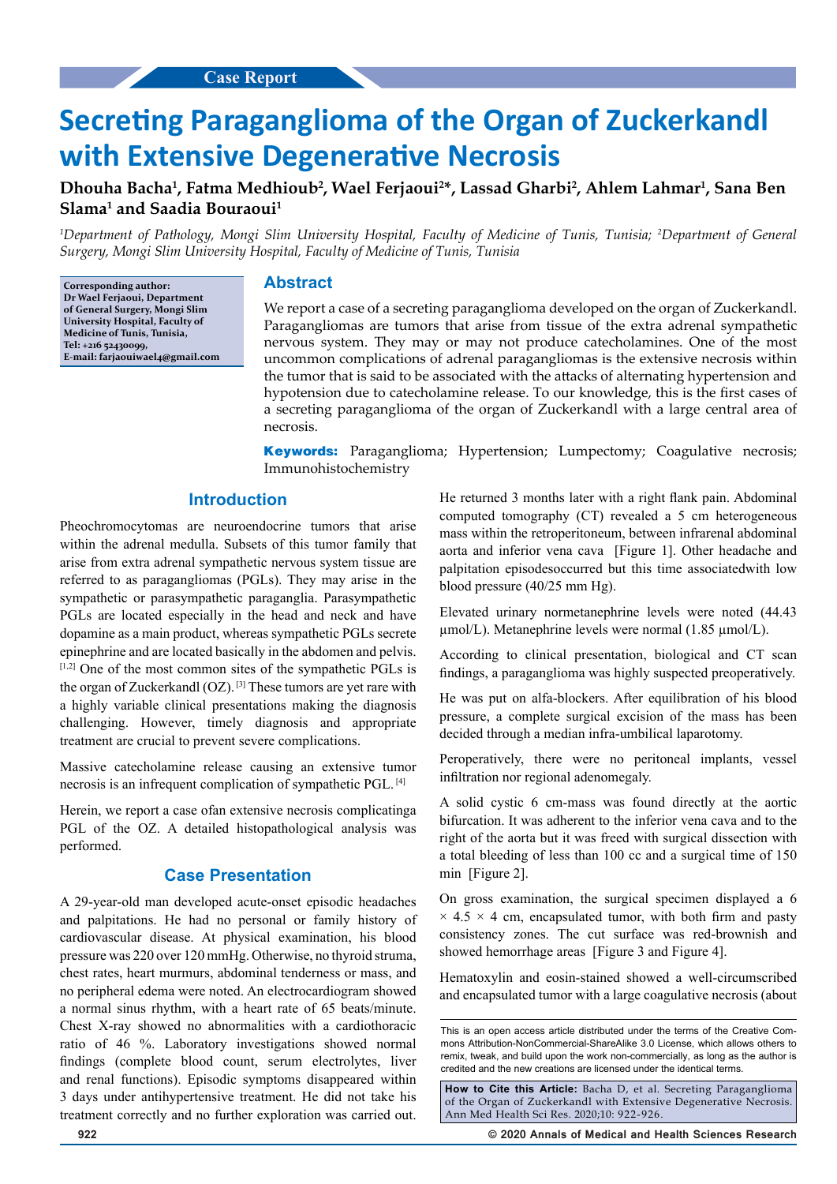Case Report

# Secreting Paraganglioma of the Organ of Zuckerkandl with Extensive Degenerative Necrosis

**Dhouha Bacha[1], Fatma Medhioub[2], Wael Ferjaoui[2]*, Lassad Gharbi[2], Ahlem Lahmar[1], Sana Ben Slama[1] and Saadia Bouraoui[1]**

*[1]Department of Pathology, Mongi Slim University Hospital, Faculty of Medicine of Tunis, Tunisia; [2]Department of General Surgery, Mongi Slim University Hospital, Faculty of Medicine of Tunis, Tunisia*

**Corresponding author: Dr Wael Ferjaoui, Department of General Surgery, Mongi Slim University Hospital, Faculty of Medicine of Tunis, Tunisia, Tel: +216 52430099, E-mail: farjaouiwael4@gmail.com**

## Abstract

We report a case of a secreting paraganglioma developed on the organ of Zuckerkandl. Paragangliomas are tumors that arise from tissue of the extra adrenal sympathetic nervous system. They may or may not produce catecholamines. One of the most uncommon complications of adrenal paragangliomas is the extensive necrosis within the tumor that is said to be associated with the attacks of alternating hypertension and hypotension due to catecholamine release. To our knowledge, this is the first cases of a secreting paraganglioma of the organ of Zuckerkandl with a large central area of necrosis.

**Keywords:** Paraganglioma; Hypertension; Lumpectomy; Coagulative necrosis; Immunohistochemistry

## Introduction

Pheochromocytomas are neuroendocrine tumors that arise within the adrenal medulla. Subsets of this tumor family that arise from extra adrenal sympathetic nervous system tissue are referred to as paragangliomas (PGLs). They may arise in the sympathetic or parasympathetic paraganglia. Parasympathetic PGLs are located especially in the head and neck and have dopamine as a main product, whereas sympathetic PGLs secrete epinephrine and are located basically in the abdomen and pelvis.[1,2] One of the most common sites of the sympathetic PGLs is the organ of Zuckerkandl (OZ).[3] These tumors are yet rare with a highly variable clinical presentations making the diagnosis challenging. However, timely diagnosis and appropriate treatment are crucial to prevent severe complications.

Massive catecholamine release causing an extensive tumor necrosis is an infrequent complication of sympathetic PGL.[4]

Herein, we report a case ofan extensive necrosis complicatinga PGL of the OZ. A detailed histopathological analysis was performed.

## Case Presentation

A 29-year-old man developed acute-onset episodic headaches and palpitations. He had no personal or family history of cardiovascular disease. At physical examination, his blood pressure was 220 over 120 mmHg. Otherwise, no thyroid struma, chest rates, heart murmurs, abdominal tenderness or mass, and no peripheral edema were noted. An electrocardiogram showed a normal sinus rhythm, with a heart rate of 65 beats/minute. Chest X-ray showed no abnormalities with a cardiothoracic ratio of 46 %. Laboratory investigations showed normal findings (complete blood count, serum electrolytes, liver and renal functions). Episodic symptoms disappeared within 3 days under antihypertensive treatment. He did not take his treatment correctly and no further exploration was carried out. He returned 3 months later with a right flank pain. Abdominal computed tomography (CT) revealed a 5 cm heterogeneous mass within the retroperitoneum, between infrarenal abdominal aorta and inferior vena cava [Figure 1]. Other headache and palpitation episodesoccurred but this time associatedwith low blood pressure (40/25 mm Hg).

Elevated urinary normetanephrine levels were noted (44.43 µmol/L). Metanephrine levels were normal (1.85 µmol/L).

According to clinical presentation, biological and CT scan findings, a paraganglioma was highly suspected preoperatively.

He was put on alfa-blockers. After equilibration of his blood pressure, a complete surgical excision of the mass has been decided through a median infra-umbilical laparotomy.

Peroperatively, there were no peritoneal implants, vessel infiltration nor regional adenomegaly.

A solid cystic 6 cm-mass was found directly at the aortic bifurcation. It was adherent to the inferior vena cava and to the right of the aorta but it was freed with surgical dissection with a total bleeding of less than 100 cc and a surgical time of 150 min [Figure 2].

On gross examination, the surgical specimen displayed a 6 × 4.5 × 4 cm, encapsulated tumor, with both firm and pasty consistency zones. The cut surface was red-brownish and showed hemorrhage areas [Figure 3 and Figure 4].

Hematoxylin and eosin-stained showed a well-circumscribed and encapsulated tumor with a large coagulative necrosis (about

This is an open access article distributed under the terms of the Creative Commons Attribution-NonCommercial-ShareAlike 3.0 License, which allows others to remix, tweak, and build upon the work non-commercially, as long as the author is credited and the new creations are licensed under the identical terms.

**How to Cite this Article:** Bacha D, et al. Secreting Paraganglioma of the Organ of Zuckerkandl with Extensive Degenerative Necrosis. Ann Med Health Sci Res. 2020;10: 922-926.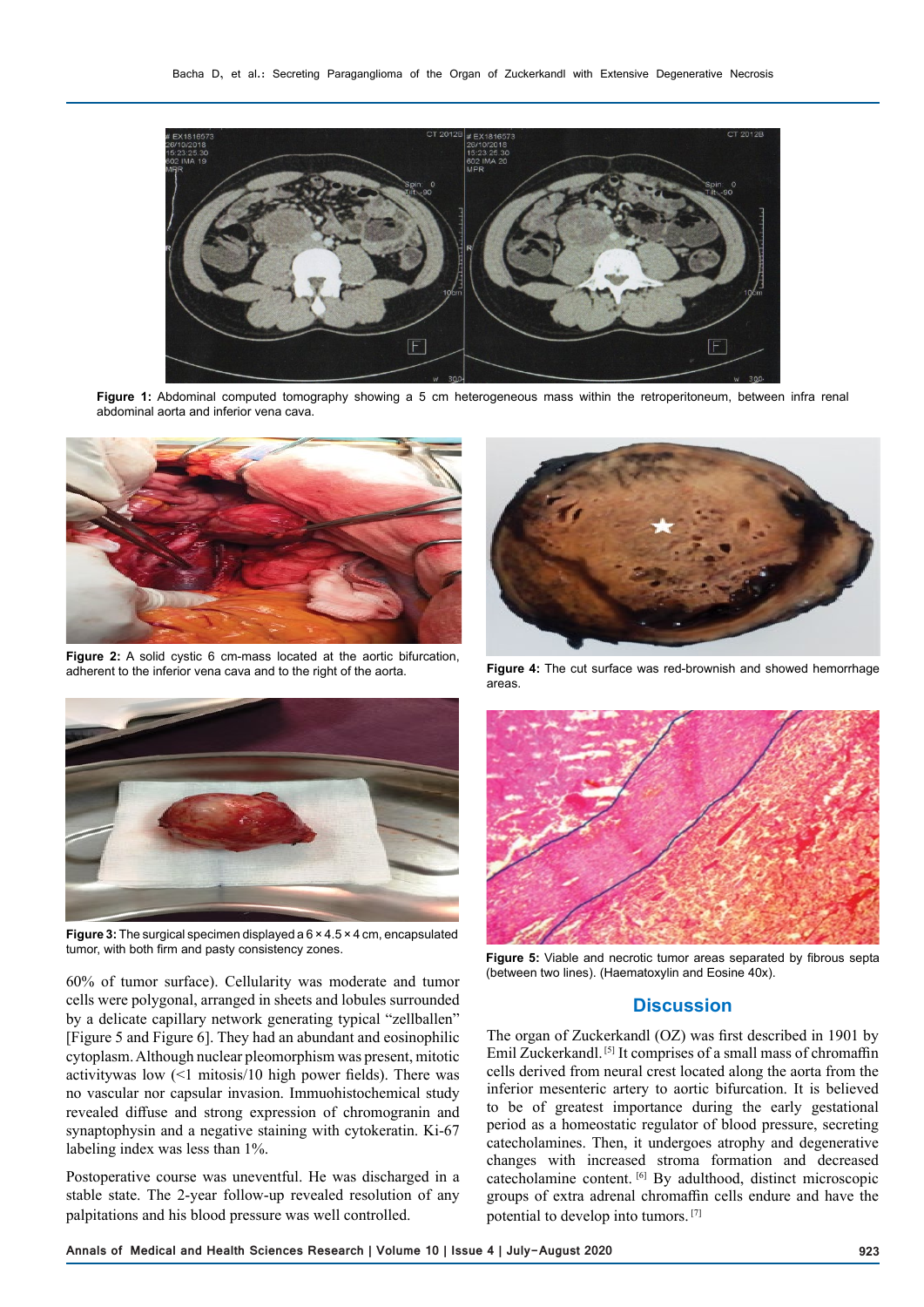Figure 1: Abdominal computed tomography showing a 5 cm heterogeneous mass within the retroperitoneum, between infra renal abdominal aorta and inferior vena cava.

Figure 2: A solid cystic 6 cm-mass located at the aortic bifurcation, adherent to the inferior vena cava and to the right of the aorta.

Figure 3: The surgical specimen displayed a 6 × 4.5 × 4 cm, encapsulated tumor, with both firm and pasty consistency zones.

Figure 4: The cut surface was red-brownish and showed hemorrhage areas.

Figure 5: Viable and necrotic tumor areas separated by fibrous septa (between two lines). (Haematoxylin and Eosine 40x).

60% of tumor surface). Cellularity was moderate and tumor cells were polygonal, arranged in sheets and lobules surrounded by a delicate capillary network generating typical "zellballen" [Figure 5 and Figure 6]. They had an abundant and eosinophilic cytoplasm. Although nuclear pleomorphism was present, mitotic activitywas low (<1 mitosis/10 high power fields). There was no vascular nor capsular invasion. Immuohistochemical study revealed diffuse and strong expression of chromogranin and synaptophysin and a negative staining with cytokeratin. Ki-67 labeling index was less than 1%.

Postoperative course was uneventful. He was discharged in a stable state. The 2-year follow-up revealed resolution of any palpitations and his blood pressure was well controlled.

## Discussion

The organ of Zuckerkandl (OZ) was first described in 1901 by Emil Zuckerkandl.[5] It comprises of a small mass of chromaffin cells derived from neural crest located along the aorta from the inferior mesenteric artery to aortic bifurcation. It is believed to be of greatest importance during the early gestational period as a homeostatic regulator of blood pressure, secreting catecholamines. Then, it undergoes atrophy and degenerative changes with increased stroma formation and decreased catecholamine content.[6] By adulthood, distinct microscopic groups of extra adrenal chromaffin cells endure and have the potential to develop into tumors.[7]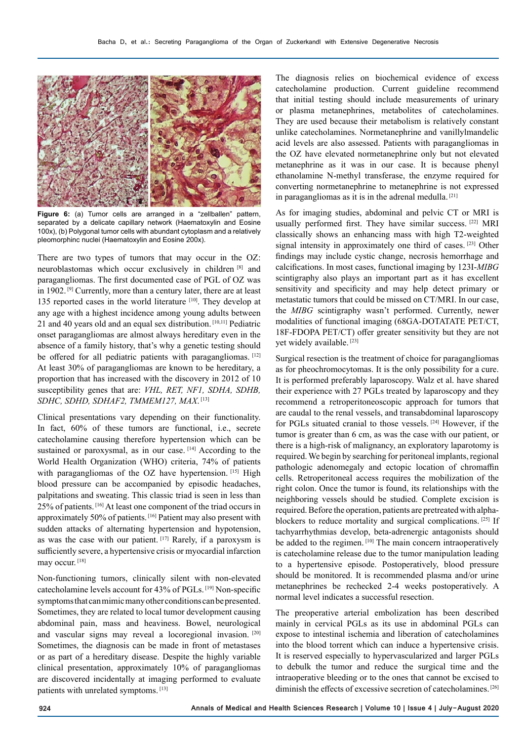Figure 6: (a) Tumor cells are arranged in a "zellballen" pattern, separated by a delicate capillary network (Haematoxylin and Eosine 100x), (b) Polygonal tumor cells with abundant cytoplasm and a relatively pleomorphinc nuclei (Haematoxylin and Eosine 200x).

There are two types of tumors that may occur in the OZ: neuroblastomas which occur exclusively in children [8] and paragangliomas. The first documented case of PGL of OZ was in 1902. [9] Currently, more than a century later, there are at least 135 reported cases in the world literature [10]. They develop at any age with a highest incidence among young adults between 21 and 40 years old and an equal sex distribution. [10,11] Pediatric onset paragangliomas are almost always hereditary even in the absence of a family history, that's why a genetic testing should be offered for all pediatric patients with paragangliomas. [12] At least 30% of paragangliomas are known to be hereditary, a proportion that has increased with the discovery in 2012 of 10 susceptibility genes that are: *VHL, RET, NF1, SDHA, SDHB, SDHC, SDHD, SDHAF2, TMMEM127, MAX.* [13]

Clinical presentations vary depending on their functionality. In fact, 60% of these tumors are functional, i.e., secrete catecholamine causing therefore hypertension which can be sustained or paroxysmal, as in our case. [14] According to the World Health Organization (WHO) criteria, 74% of patients with paragangliomas of the OZ have hypertension. [15] High blood pressure can be accompanied by episodic headaches, palpitations and sweating. This classic triad is seen in less than 25% of patients. [16] At least one component of the triad occurs in approximately 50% of patients. [16] Patient may also present with sudden attacks of alternating hypertension and hypotension, as was the case with our patient. [17] Rarely, if a paroxysm is sufficiently severe, a hypertensive crisis or myocardial infarction may occur. [18]

Non-functioning tumors, clinically silent with non-elevated catecholamine levels account for 43% of PGLs. [19] Non-specific symptoms that can mimic many other conditions can be presented. Sometimes, they are related to local tumor development causing abdominal pain, mass and heaviness. Bowel, neurological and vascular signs may reveal a locoregional invasion. [20] Sometimes, the diagnosis can be made in front of metastases or as part of a hereditary disease. Despite the highly variable clinical presentation, approximately 10% of paragangliomas are discovered incidentally at imaging performed to evaluate patients with unrelated symptoms. [13]

The diagnosis relies on biochemical evidence of excess catecholamine production. Current guideline recommend that initial testing should include measurements of urinary or plasma metanephrines, metabolites of catecholamines. They are used because their metabolism is relatively constant unlike catecholamines. Normetanephrine and vanillylmandelic acid levels are also assessed. Patients with paragangliomas in the OZ have elevated normetanephrine only but not elevated metanephrine as it was in our case. It is because phenyl ethanolamine N-methyl transferase, the enzyme required for converting normetanephrine to metanephrine is not expressed in paragangliomas as it is in the adrenal medulla. [21]

As for imaging studies, abdominal and pelvic CT or MRI is usually performed first. They have similar success. [22] MRI classically shows an enhancing mass with high T2-weighted signal intensity in approximately one third of cases. [23] Other findings may include cystic change, necrosis hemorrhage and calcifications. In most cases, functional imaging by 123I-*MIBG* scintigraphy also plays an important part as it has excellent sensitivity and specificity and may help detect primary or metastatic tumors that could be missed on CT/MRI. In our case, the *MIBG* scintigraphy wasn't performed. Currently, newer modalities of functional imaging (68GA-DOTATATE PET/CT, 18F-FDOPA PET/CT) offer greater sensitivity but they are not yet widely available. [23]

Surgical resection is the treatment of choice for paragangliomas as for pheochromocytomas. It is the only possibility for a cure. It is performed preferably laparoscopy. Walz et al. have shared their experience with 27 PGLs treated by laparoscopy and they recommend a retroperitoneoscopic approach for tumors that are caudal to the renal vessels, and transabdominal laparoscopy for PGLs situated cranial to those vessels. [24] However, if the tumor is greater than 6 cm, as was the case with our patient, or there is a high-risk of malignancy, an exploratory laparotomy is required. We begin by searching for peritoneal implants, regional pathologic adenomegaly and ectopic location of chromaffin cells. Retroperitoneal access requires the mobilization of the right colon. Once the tumor is found, its relationships with the neighboring vessels should be studied. Complete excision is required. Before the operation, patients are pretreated with alpha-blockers to reduce mortality and surgical complications. [25] If tachyarrhythmias develop, beta-adrenergic antagonists should be added to the regimen. [10] The main concern intraoperatively is catecholamine release due to the tumor manipulation leading to a hypertensive episode. Postoperatively, blood pressure should be monitored. It is recommended plasma and/or urine metanephrines be rechecked 2-4 weeks postoperatively. A normal level indicates a successful resection.

The preoperative arterial embolization has been described mainly in cervical PGLs as its use in abdominal PGLs can expose to intestinal ischemia and liberation of catecholamines into the blood torrent which can induce a hypertensive crisis. It is reserved especially to hypervascularized and larger PGLs to debulk the tumor and reduce the surgical time and the intraoperative bleeding or to the ones that cannot be excised to diminish the effects of excessive secretion of catecholamines. [26]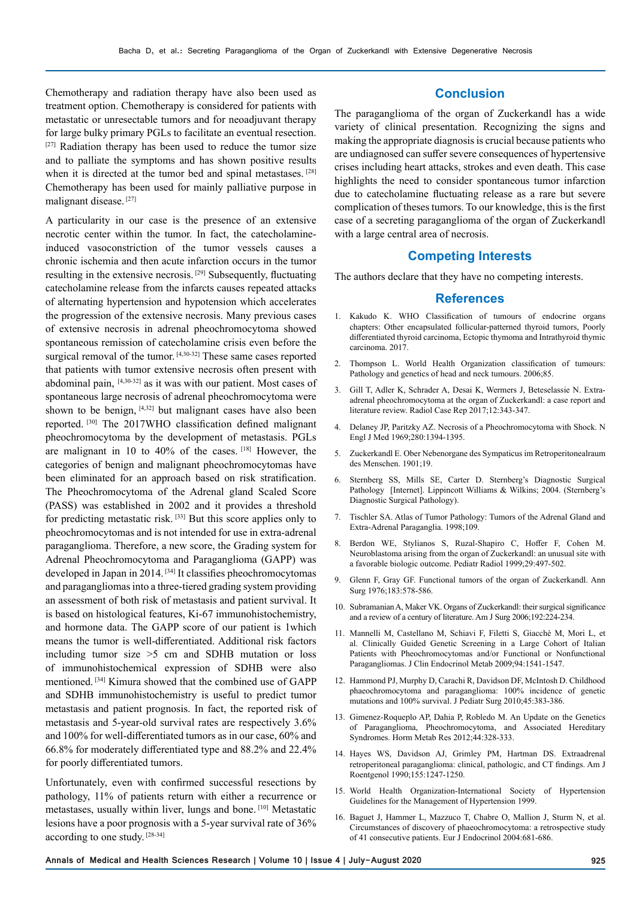Chemotherapy and radiation therapy have also been used as treatment option. Chemotherapy is considered for patients with metastatic or unresectable tumors and for neoadjuvant therapy for large bulky primary PGLs to facilitate an eventual resection. [27] Radiation therapy has been used to reduce the tumor size and to palliate the symptoms and has shown positive results when it is directed at the tumor bed and spinal metastases. [28] Chemotherapy has been used for mainly palliative purpose in malignant disease. [27]

A particularity in our case is the presence of an extensive necrotic center within the tumor. In fact, the catecholamine-induced vasoconstriction of the tumor vessels causes a chronic ischemia and then acute infarction occurs in the tumor resulting in the extensive necrosis. [29] Subsequently, fluctuating catecholamine release from the infarcts causes repeated attacks of alternating hypertension and hypotension which accelerates the progression of the extensive necrosis. Many previous cases of extensive necrosis in adrenal pheochromocytoma showed spontaneous remission of catecholamine crisis even before the surgical removal of the tumor. [4,30-32] These same cases reported that patients with tumor extensive necrosis often present with abdominal pain, [4,30-32] as it was with our patient. Most cases of spontaneous large necrosis of adrenal pheochromocytoma were shown to be benign, [4,32] but malignant cases have also been reported. [30] The 2017WHO classification defined malignant pheochromocytoma by the development of metastasis. PGLs are malignant in 10 to 40% of the cases. [18] However, the categories of benign and malignant pheochromocytomas have been eliminated for an approach based on risk stratification. The Pheochromocytoma of the Adrenal gland Scaled Score (PASS) was established in 2002 and it provides a threshold for predicting metastatic risk. [33] But this score applies only to pheochromocytomas and is not intended for use in extra-adrenal paraganglioma. Therefore, a new score, the Grading system for Adrenal Pheochromocytoma and Paraganglioma (GAPP) was developed in Japan in 2014. [34] It classifies pheochromocytomas and paragangliomas into a three-tiered grading system providing an assessment of both risk of metastasis and patient survival. It is based on histological features, Ki-67 immunohistochemistry, and hormone data. The GAPP score of our patient is 1which means the tumor is well-differentiated. Additional risk factors including tumor size >5 cm and SDHB mutation or loss of immunohistochemical expression of SDHB were also mentioned. [34] Kimura showed that the combined use of GAPP and SDHB immunohistochemistry is useful to predict tumor metastasis and patient prognosis. In fact, the reported risk of metastasis and 5-year-old survival rates are respectively 3.6% and 100% for well-differentiated tumors as in our case, 60% and 66.8% for moderately differentiated type and 88.2% and 22.4% for poorly differentiated tumors.

Unfortunately, even with confirmed successful resections by pathology, 11% of patients return with either a recurrence or metastases, usually within liver, lungs and bone. [10] Metastatic lesions have a poor prognosis with a 5-year survival rate of 36% according to one study. [28-34]

## Conclusion

The paraganglioma of the organ of Zuckerkandl has a wide variety of clinical presentation. Recognizing the signs and making the appropriate diagnosis is crucial because patients who are undiagnosed can suffer severe consequences of hypertensive crises including heart attacks, strokes and even death. This case highlights the need to consider spontaneous tumor infarction due to catecholamine fluctuating release as a rare but severe complication of theses tumors. To our knowledge, this is the first case of a secreting paraganglioma of the organ of Zuckerkandl with a large central area of necrosis.

## Competing Interests

The authors declare that they have no competing interests.

## References

1. Kakudo K. WHO Classification of tumours of endocrine organs chapters: Other encapsulated follicular-patterned thyroid tumors, Poorly differentiated thyroid carcinoma, Ectopic thymoma and Intrathyroid thymic carcinoma. 2017.
2. Thompson L. World Health Organization classification of tumours: Pathology and genetics of head and neck tumours. 2006;85.
3. Gill T, Adler K, Schrader A, Desai K, Wermers J, Beteselassie N. Extra-adrenal pheochromocytoma at the organ of Zuckerkandl: a case report and literature review. Radiol Case Rep 2017;12:343-347.
4. Delaney JP, Paritzky AZ. Necrosis of a Pheochromocytoma with Shock. N Engl J Med 1969;280:1394-1395.
5. Zuckerkandl E. Ober Nebenorgane des Sympaticus im Retroperitonealraum des Menschen. 1901;19.
6. Sternberg SS, Mills SE, Carter D. Sternberg's Diagnostic Surgical Pathology [Internet]. Lippincott Williams & Wilkins; 2004. (Sternberg's Diagnostic Surgical Pathology).
7. Tischler SA. Atlas of Tumor Pathology: Tumors of the Adrenal Gland and Extra-Adrenal Paraganglia. 1998;109.
8. Berdon WE, Stylianos S, Ruzal-Shapiro C, Hoffer F, Cohen M. Neuroblastoma arising from the organ of Zuckerkandl: an unusual site with a favorable biologic outcome. Pediatr Radiol 1999;29:497-502.
9. Glenn F, Gray GF. Functional tumors of the organ of Zuckerkandl. Ann Surg 1976;183:578-586.
10. Subramanian A, Maker VK. Organs of Zuckerkandl: their surgical significance and a review of a century of literature. Am J Surg 2006;192:224-234.
11. Mannelli M, Castellano M, Schiavi F, Filetti S, Giacchè M, Mori L, et al. Clinically Guided Genetic Screening in a Large Cohort of Italian Patients with Pheochromocytomas and/or Functional or Nonfunctional Paragangliomas. J Clin Endocrinol Metab 2009;94:1541-1547.
12. Hammond PJ, Murphy D, Carachi R, Davidson DF, McIntosh D. Childhood phaeochromocytoma and paraganglioma: 100% incidence of genetic mutations and 100% survival. J Pediatr Surg 2010;45:383-386.
13. Gimenez-Roqueplo AP, Dahia P, Robledo M. An Update on the Genetics of Paraganglioma, Pheochromocytoma, and Associated Hereditary Syndromes. Horm Metab Res 2012;44:328-333.
14. Hayes WS, Davidson AJ, Grimley PM, Hartman DS. Extraadrenal retroperitoneal paraganglioma: clinical, pathologic, and CT findings. Am J Roentgenol 1990;155:1247-1250.
15. World Health Organization-International Society of Hypertension Guidelines for the Management of Hypertension 1999.
16. Baguet J, Hammer L, Mazzuco T, Chabre O, Mallion J, Sturm N, et al. Circumstances of discovery of phaeochromocytoma: a retrospective study of 41 consecutive patients. Eur J Endocrinol 2004:681-686.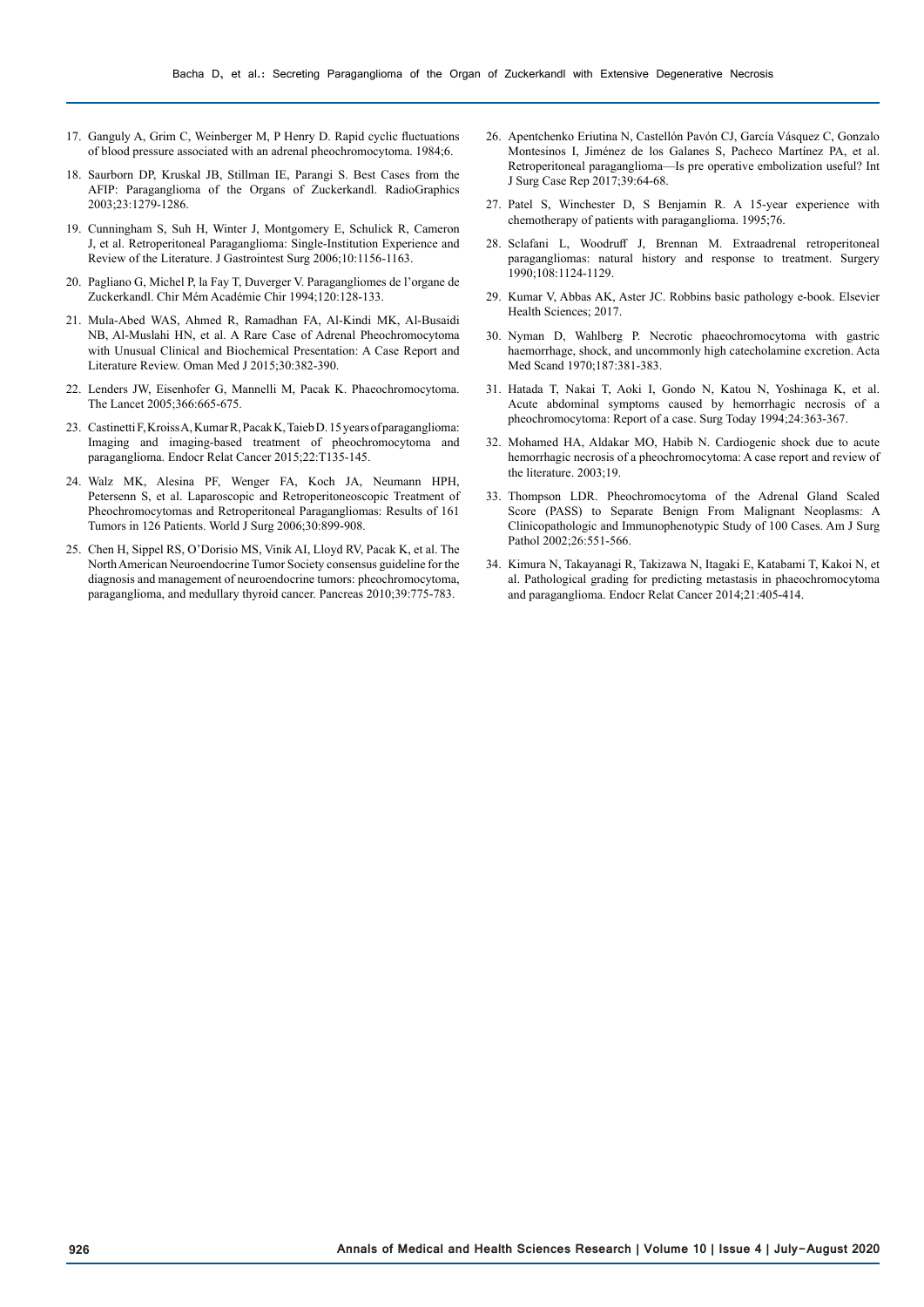17. Ganguly A, Grim C, Weinberger M, P Henry D. Rapid cyclic fluctuations of blood pressure associated with an adrenal pheochromocytoma. 1984;6.
18. Saurborn DP, Kruskal JB, Stillman IE, Parangi S. Best Cases from the AFIP: Paraganglioma of the Organs of Zuckerkandl. RadioGraphics 2003;23:1279-1286.
19. Cunningham S, Suh H, Winter J, Montgomery E, Schulick R, Cameron J, et al. Retroperitoneal Paraganglioma: Single-Institution Experience and Review of the Literature. J Gastrointest Surg 2006;10:1156-1163.
20. Pagliano G, Michel P, la Fay T, Duverger V. Paragangliomes de l'organe de Zuckerkandl. Chir Mém Académie Chir 1994;120:128-133.
21. Mula-Abed WAS, Ahmed R, Ramadhan FA, Al-Kindi MK, Al-Busaidi NB, Al-Muslahi HN, et al. A Rare Case of Adrenal Pheochromocytoma with Unusual Clinical and Biochemical Presentation: A Case Report and Literature Review. Oman Med J 2015;30:382-390.
22. Lenders JW, Eisenhofer G, Mannelli M, Pacak K. Phaeochromocytoma. The Lancet 2005;366:665-675.
23. Castinetti F, Kroiss A, Kumar R, Pacak K, Taieb D. 15 years of paraganglioma: Imaging and imaging-based treatment of pheochromocytoma and paraganglioma. Endocr Relat Cancer 2015;22:T135-145.
24. Walz MK, Alesina PF, Wenger FA, Koch JA, Neumann HPH, Petersenn S, et al. Laparoscopic and Retroperitoneoscopic Treatment of Pheochromocytomas and Retroperitoneal Paragangliomas: Results of 161 Tumors in 126 Patients. World J Surg 2006;30:899-908.
25. Chen H, Sippel RS, O'Dorisio MS, Vinik AI, Lloyd RV, Pacak K, et al. The North American Neuroendocrine Tumor Society consensus guideline for the diagnosis and management of neuroendocrine tumors: pheochromocytoma, paraganglioma, and medullary thyroid cancer. Pancreas 2010;39:775-783.
26. Apentchenko Eriutina N, Castellón Pavón CJ, García Vásquez C, Gonzalo Montesinos I, Jiménez de los Galanes S, Pacheco Martínez PA, et al. Retroperitoneal paraganglioma—Is pre operative embolization useful? Int J Surg Case Rep 2017;39:64-68.
27. Patel S, Winchester D, S Benjamin R. A 15-year experience with chemotherapy of patients with paraganglioma. 1995;76.
28. Sclafani L, Woodruff J, Brennan M. Extraadrenal retroperitoneal paragangliomas: natural history and response to treatment. Surgery 1990;108:1124-1129.
29. Kumar V, Abbas AK, Aster JC. Robbins basic pathology e-book. Elsevier Health Sciences; 2017.
30. Nyman D, Wahlberg P. Necrotic phaeochromocytoma with gastric haemorrhage, shock, and uncommonly high catecholamine excretion. Acta Med Scand 1970;187:381-383.
31. Hatada T, Nakai T, Aoki I, Gondo N, Katou N, Yoshinaga K, et al. Acute abdominal symptoms caused by hemorrhagic necrosis of a pheochromocytoma: Report of a case. Surg Today 1994;24:363-367.
32. Mohamed HA, Aldakar MO, Habib N. Cardiogenic shock due to acute hemorrhagic necrosis of a pheochromocytoma: A case report and review of the literature. 2003;19.
33. Thompson LDR. Pheochromocytoma of the Adrenal Gland Scaled Score (PASS) to Separate Benign From Malignant Neoplasms: A Clinicopathologic and Immunophenotypic Study of 100 Cases. Am J Surg Pathol 2002;26:551-566.
34. Kimura N, Takayanagi R, Takizawa N, Itagaki E, Katabami T, Kakoi N, et al. Pathological grading for predicting metastasis in phaeochromocytoma and paraganglioma. Endocr Relat Cancer 2014;21:405-414.